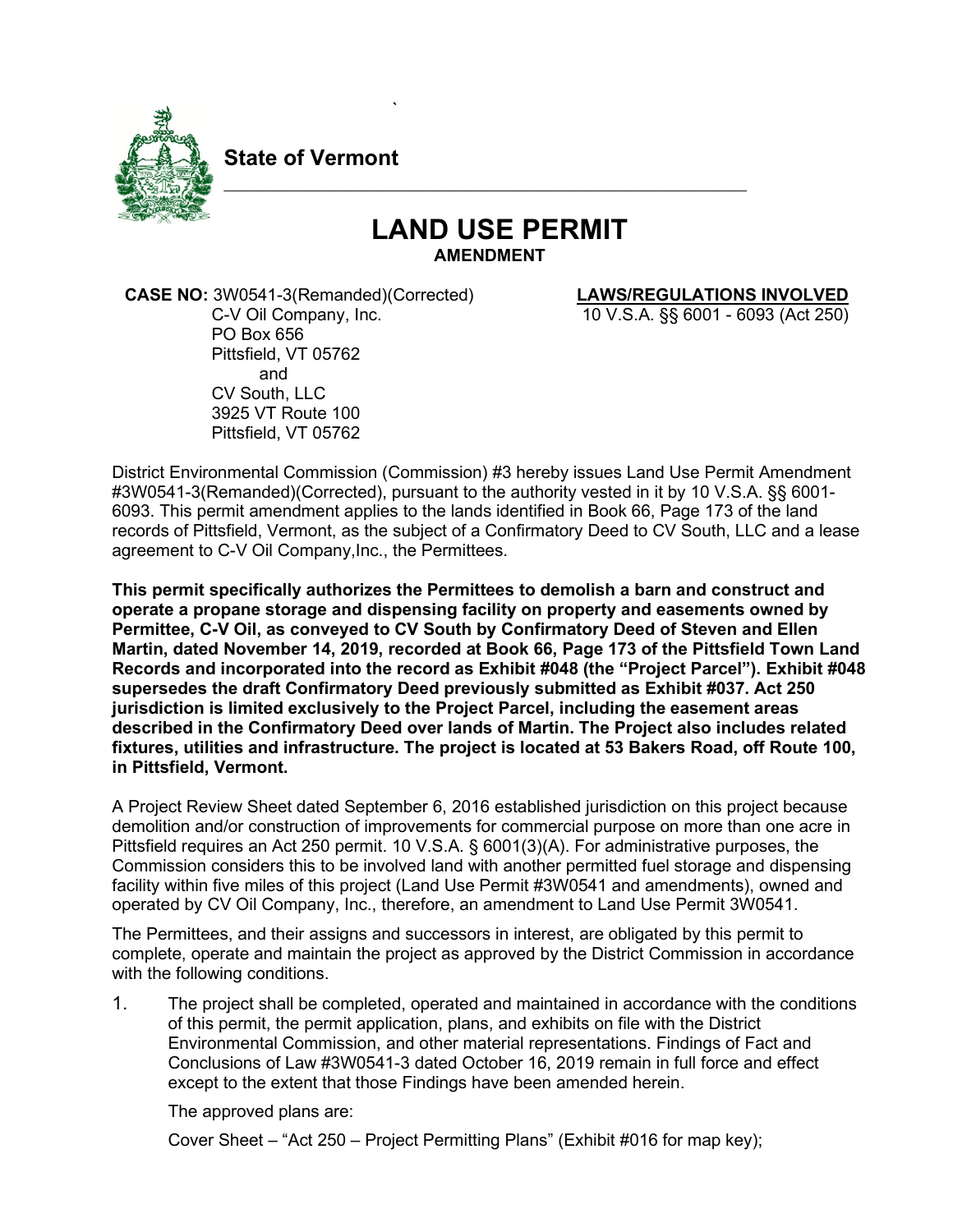**State of Vermont**

# LAND USE PERMIT

**AMENDMENT**

**CASE NO:** 3W0541-3(Remanded)(Corrected)
C-V Oil Company, Inc.
PO Box 656
Pittsfield, VT 05762
and
CV South, LLC
3925 VT Route 100
Pittsfield, VT 05762

**LAWS/REGULATIONS INVOLVED**
10 V.S.A. §§ 6001 - 6093 (Act 250)

District Environmental Commission (Commission) #3 hereby issues Land Use Permit Amendment #3W0541-3(Remanded)(Corrected), pursuant to the authority vested in it by 10 V.S.A. §§ 6001-6093. This permit amendment applies to the lands identified in Book 66, Page 173 of the land records of Pittsfield, Vermont, as the subject of a Confirmatory Deed to CV South, LLC and a lease agreement to C-V Oil Company,Inc., the Permittees.

**This permit specifically authorizes the Permittees to demolish a barn and construct and operate a propane storage and dispensing facility on property and easements owned by Permittee, C-V Oil, as conveyed to CV South by Confirmatory Deed of Steven and Ellen Martin, dated November 14, 2019, recorded at Book 66, Page 173 of the Pittsfield Town Land Records and incorporated into the record as Exhibit #048 (the "Project Parcel"). Exhibit #048 supersedes the draft Confirmatory Deed previously submitted as Exhibit #037. Act 250 jurisdiction is limited exclusively to the Project Parcel, including the easement areas described in the Confirmatory Deed over lands of Martin. The Project also includes related fixtures, utilities and infrastructure. The project is located at 53 Bakers Road, off Route 100, in Pittsfield, Vermont.**

A Project Review Sheet dated September 6, 2016 established jurisdiction on this project because demolition and/or construction of improvements for commercial purpose on more than one acre in Pittsfield requires an Act 250 permit. 10 V.S.A. § 6001(3)(A). For administrative purposes, the Commission considers this to be involved land with another permitted fuel storage and dispensing facility within five miles of this project (Land Use Permit #3W0541 and amendments), owned and operated by CV Oil Company, Inc., therefore, an amendment to Land Use Permit 3W0541.

The Permittees, and their assigns and successors in interest, are obligated by this permit to complete, operate and maintain the project as approved by the District Commission in accordance with the following conditions.

1. The project shall be completed, operated and maintained in accordance with the conditions of this permit, the permit application, plans, and exhibits on file with the District Environmental Commission, and other material representations. Findings of Fact and Conclusions of Law #3W0541-3 dated October 16, 2019 remain in full force and effect except to the extent that those Findings have been amended herein.

   The approved plans are:

   Cover Sheet – "Act 250 – Project Permitting Plans" (Exhibit #016 for map key);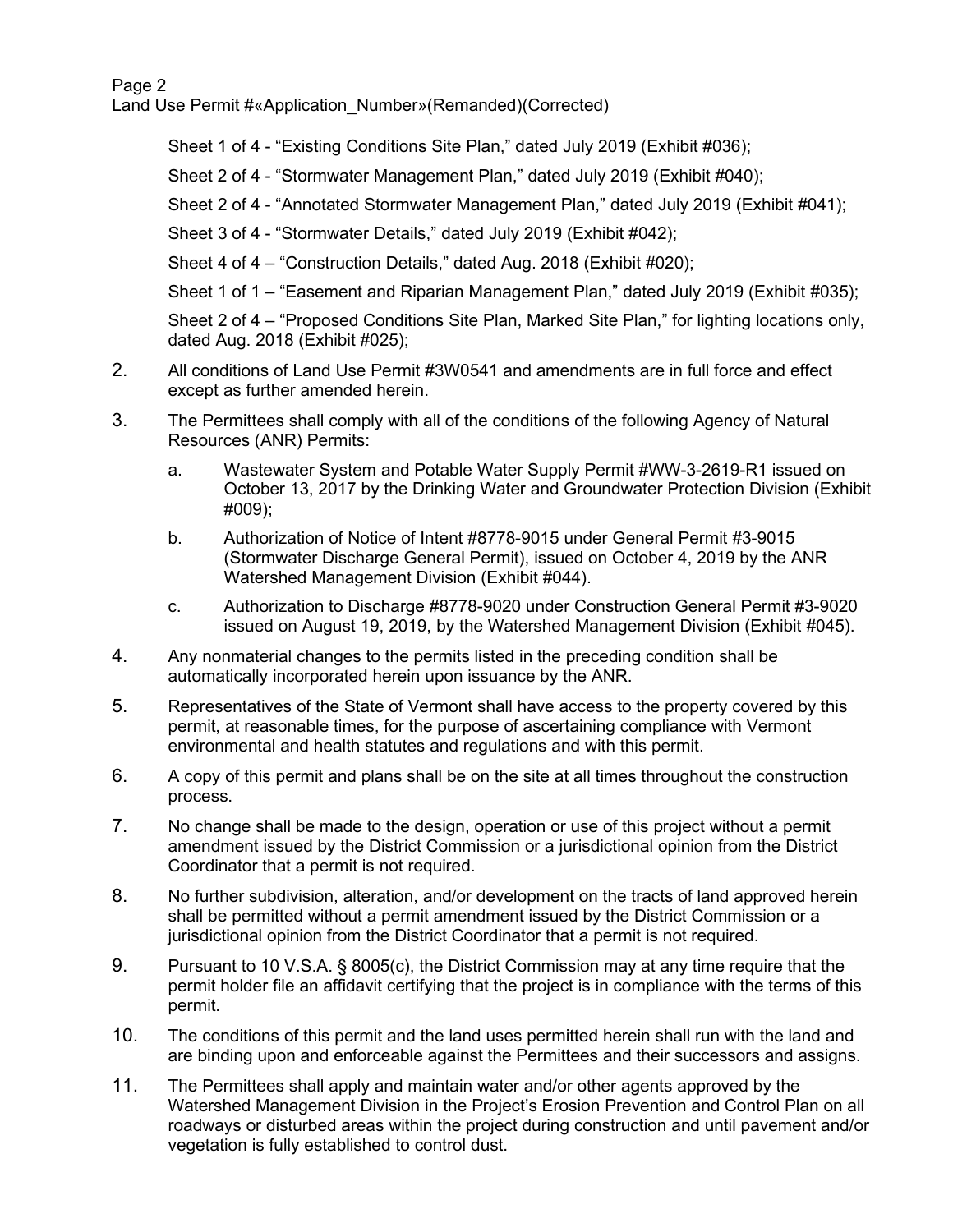Sheet 1 of 4 - "Existing Conditions Site Plan," dated July 2019 (Exhibit #036);

Sheet 2 of 4 - "Stormwater Management Plan," dated July 2019 (Exhibit #040);

Sheet 2 of 4 - "Annotated Stormwater Management Plan," dated July 2019 (Exhibit #041);

Sheet 3 of 4 - "Stormwater Details," dated July 2019 (Exhibit #042);

Sheet 4 of 4 – "Construction Details," dated Aug. 2018 (Exhibit #020);

Sheet 1 of 1 – "Easement and Riparian Management Plan," dated July 2019 (Exhibit #035);

Sheet 2 of 4 – "Proposed Conditions Site Plan, Marked Site Plan," for lighting locations only, dated Aug. 2018 (Exhibit #025);

2. All conditions of Land Use Permit #3W0541 and amendments are in full force and effect except as further amended herein.

3. The Permittees shall comply with all of the conditions of the following Agency of Natural Resources (ANR) Permits:

   a. Wastewater System and Potable Water Supply Permit #WW-3-2619-R1 issued on October 13, 2017 by the Drinking Water and Groundwater Protection Division (Exhibit #009);

   b. Authorization of Notice of Intent #8778-9015 under General Permit #3-9015 (Stormwater Discharge General Permit), issued on October 4, 2019 by the ANR Watershed Management Division (Exhibit #044).

   c. Authorization to Discharge #8778-9020 under Construction General Permit #3-9020 issued on August 19, 2019, by the Watershed Management Division (Exhibit #045).

4. Any nonmaterial changes to the permits listed in the preceding condition shall be automatically incorporated herein upon issuance by the ANR.

5. Representatives of the State of Vermont shall have access to the property covered by this permit, at reasonable times, for the purpose of ascertaining compliance with Vermont environmental and health statutes and regulations and with this permit.

6. A copy of this permit and plans shall be on the site at all times throughout the construction process.

7. No change shall be made to the design, operation or use of this project without a permit amendment issued by the District Commission or a jurisdictional opinion from the District Coordinator that a permit is not required.

8. No further subdivision, alteration, and/or development on the tracts of land approved herein shall be permitted without a permit amendment issued by the District Commission or a jurisdictional opinion from the District Coordinator that a permit is not required.

9. Pursuant to 10 V.S.A. § 8005(c), the District Commission may at any time require that the permit holder file an affidavit certifying that the project is in compliance with the terms of this permit.

10. The conditions of this permit and the land uses permitted herein shall run with the land and are binding upon and enforceable against the Permittees and their successors and assigns.

11. The Permittees shall apply and maintain water and/or other agents approved by the Watershed Management Division in the Project's Erosion Prevention and Control Plan on all roadways or disturbed areas within the project during construction and until pavement and/or vegetation is fully established to control dust.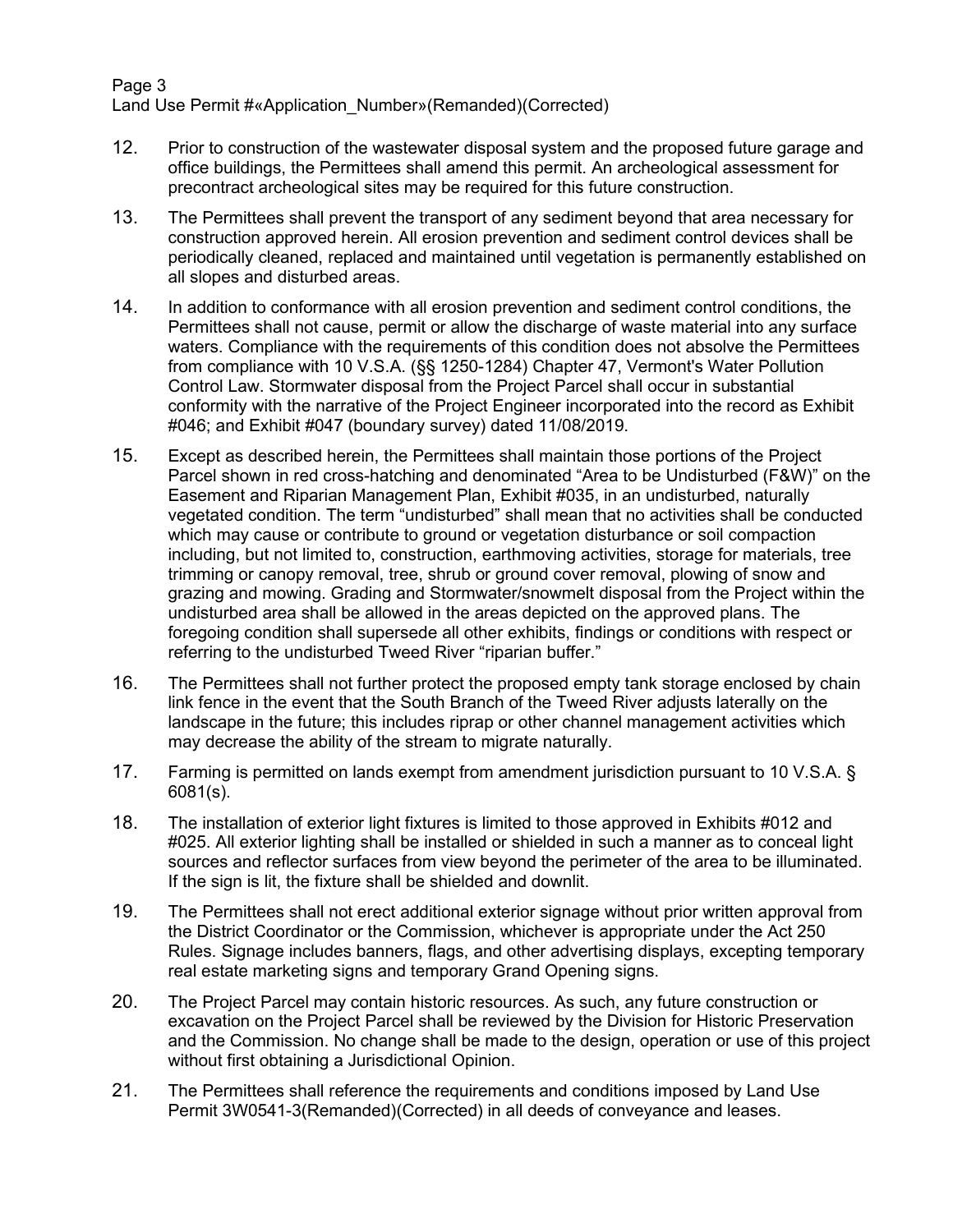12. Prior to construction of the wastewater disposal system and the proposed future garage and office buildings, the Permittees shall amend this permit. An archeological assessment for precontract archeological sites may be required for this future construction.

13. The Permittees shall prevent the transport of any sediment beyond that area necessary for construction approved herein. All erosion prevention and sediment control devices shall be periodically cleaned, replaced and maintained until vegetation is permanently established on all slopes and disturbed areas.

14. In addition to conformance with all erosion prevention and sediment control conditions, the Permittees shall not cause, permit or allow the discharge of waste material into any surface waters. Compliance with the requirements of this condition does not absolve the Permittees from compliance with 10 V.S.A. (§§ 1250-1284) Chapter 47, Vermont's Water Pollution Control Law. Stormwater disposal from the Project Parcel shall occur in substantial conformity with the narrative of the Project Engineer incorporated into the record as Exhibit #046; and Exhibit #047 (boundary survey) dated 11/08/2019.

15. Except as described herein, the Permittees shall maintain those portions of the Project Parcel shown in red cross-hatching and denominated "Area to be Undisturbed (F&W)" on the Easement and Riparian Management Plan, Exhibit #035, in an undisturbed, naturally vegetated condition. The term "undisturbed" shall mean that no activities shall be conducted which may cause or contribute to ground or vegetation disturbance or soil compaction including, but not limited to, construction, earthmoving activities, storage for materials, tree trimming or canopy removal, tree, shrub or ground cover removal, plowing of snow and grazing and mowing. Grading and Stormwater/snowmelt disposal from the Project within the undisturbed area shall be allowed in the areas depicted on the approved plans. The foregoing condition shall supersede all other exhibits, findings or conditions with respect or referring to the undisturbed Tweed River "riparian buffer."

16. The Permittees shall not further protect the proposed empty tank storage enclosed by chain link fence in the event that the South Branch of the Tweed River adjusts laterally on the landscape in the future; this includes riprap or other channel management activities which may decrease the ability of the stream to migrate naturally.

17. Farming is permitted on lands exempt from amendment jurisdiction pursuant to 10 V.S.A. § 6081(s).

18. The installation of exterior light fixtures is limited to those approved in Exhibits #012 and #025. All exterior lighting shall be installed or shielded in such a manner as to conceal light sources and reflector surfaces from view beyond the perimeter of the area to be illuminated. If the sign is lit, the fixture shall be shielded and downlit.

19. The Permittees shall not erect additional exterior signage without prior written approval from the District Coordinator or the Commission, whichever is appropriate under the Act 250 Rules. Signage includes banners, flags, and other advertising displays, excepting temporary real estate marketing signs and temporary Grand Opening signs.

20. The Project Parcel may contain historic resources. As such, any future construction or excavation on the Project Parcel shall be reviewed by the Division for Historic Preservation and the Commission. No change shall be made to the design, operation or use of this project without first obtaining a Jurisdictional Opinion.

21. The Permittees shall reference the requirements and conditions imposed by Land Use Permit 3W0541-3(Remanded)(Corrected) in all deeds of conveyance and leases.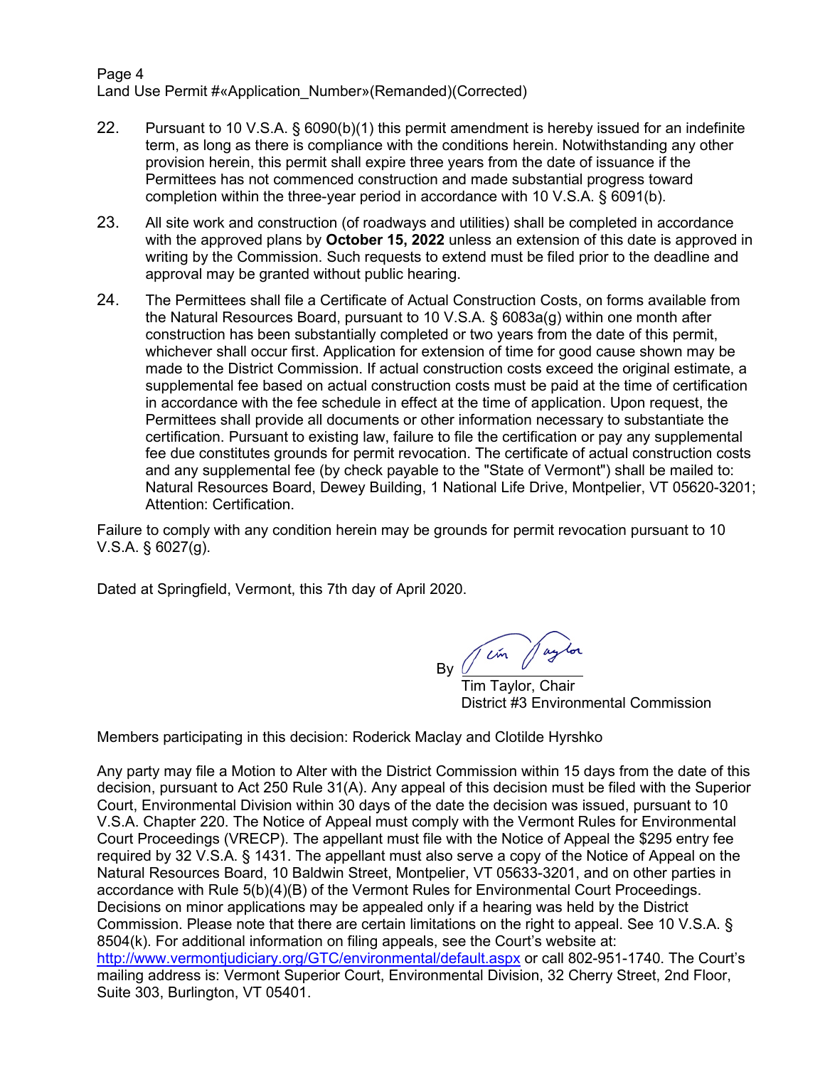22. Pursuant to 10 V.S.A. § 6090(b)(1) this permit amendment is hereby issued for an indefinite term, as long as there is compliance with the conditions herein. Notwithstanding any other provision herein, this permit shall expire three years from the date of issuance if the Permittees has not commenced construction and made substantial progress toward completion within the three-year period in accordance with 10 V.S.A. § 6091(b).

23. All site work and construction (of roadways and utilities) shall be completed in accordance with the approved plans by **October 15, 2022** unless an extension of this date is approved in writing by the Commission. Such requests to extend must be filed prior to the deadline and approval may be granted without public hearing.

24. The Permittees shall file a Certificate of Actual Construction Costs, on forms available from the Natural Resources Board, pursuant to 10 V.S.A. § 6083a(g) within one month after construction has been substantially completed or two years from the date of this permit, whichever shall occur first. Application for extension of time for good cause shown may be made to the District Commission. If actual construction costs exceed the original estimate, a supplemental fee based on actual construction costs must be paid at the time of certification in accordance with the fee schedule in effect at the time of application. Upon request, the Permittees shall provide all documents or other information necessary to substantiate the certification. Pursuant to existing law, failure to file the certification or pay any supplemental fee due constitutes grounds for permit revocation. The certificate of actual construction costs and any supplemental fee (by check payable to the "State of Vermont") shall be mailed to: Natural Resources Board, Dewey Building, 1 National Life Drive, Montpelier, VT 05620-3201; Attention: Certification.

Failure to comply with any condition herein may be grounds for permit revocation pursuant to 10 V.S.A. § 6027(g).

Dated at Springfield, Vermont, this 7th day of April 2020.

By Tim Taylor

Tim Taylor, Chair
District #3 Environmental Commission

Members participating in this decision: Roderick Maclay and Clotilde Hyrshko

Any party may file a Motion to Alter with the District Commission within 15 days from the date of this decision, pursuant to Act 250 Rule 31(A). Any appeal of this decision must be filed with the Superior Court, Environmental Division within 30 days of the date the decision was issued, pursuant to 10 V.S.A. Chapter 220. The Notice of Appeal must comply with the Vermont Rules for Environmental Court Proceedings (VRECP). The appellant must file with the Notice of Appeal the $295 entry fee required by 32 V.S.A. § 1431. The appellant must also serve a copy of the Notice of Appeal on the Natural Resources Board, 10 Baldwin Street, Montpelier, VT 05633-3201, and on other parties in accordance with Rule 5(b)(4)(B) of the Vermont Rules for Environmental Court Proceedings. Decisions on minor applications may be appealed only if a hearing was held by the District Commission. Please note that there are certain limitations on the right to appeal. See 10 V.S.A. § 8504(k). For additional information on filing appeals, see the Court's website at: http://www.vermontjudiciary.org/GTC/environmental/default.aspx or call 802-951-1740. The Court's mailing address is: Vermont Superior Court, Environmental Division, 32 Cherry Street, 2nd Floor, Suite 303, Burlington, VT 05401.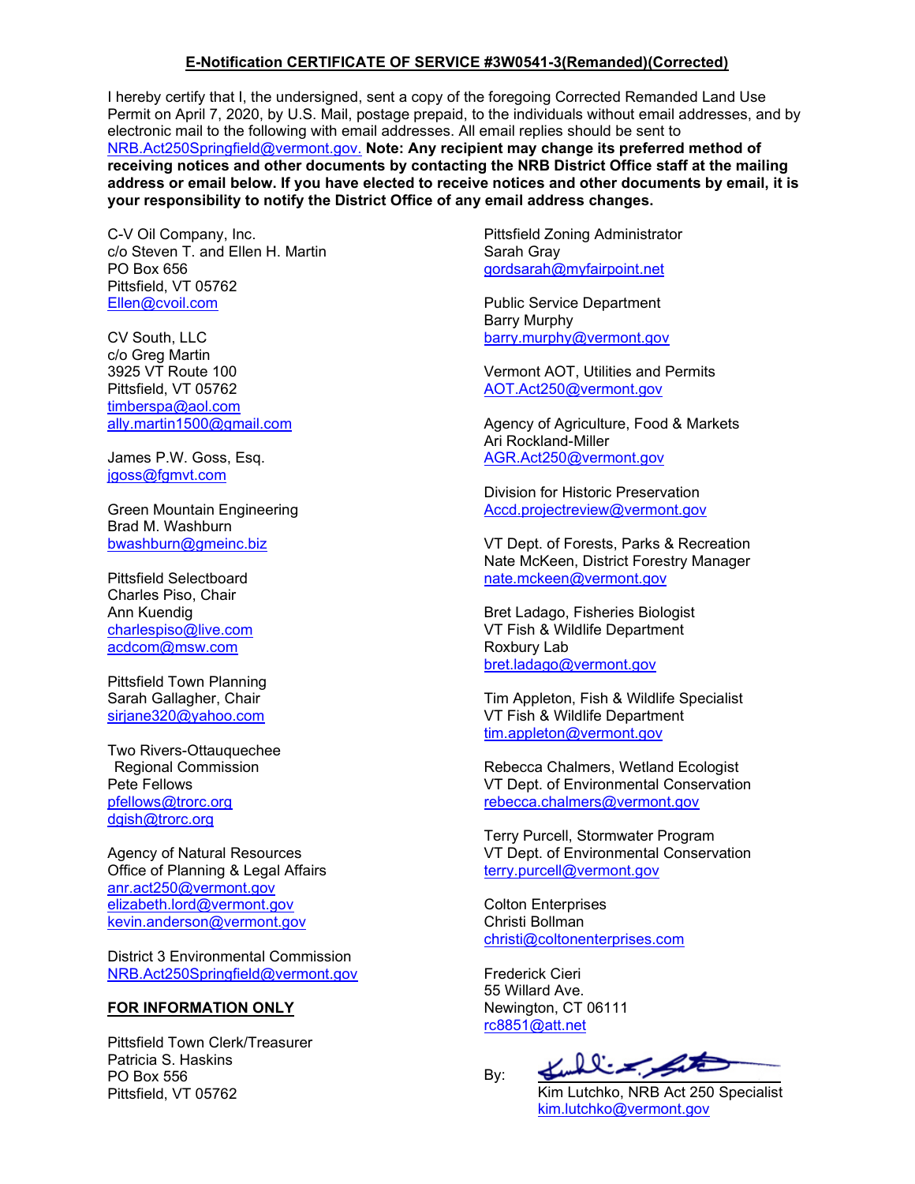**E-Notification CERTIFICATE OF SERVICE #3W0541-3(Remanded)(Corrected)**

I hereby certify that I, the undersigned, sent a copy of the foregoing Corrected Remanded Land Use Permit on April 7, 2020, by U.S. Mail, postage prepaid, to the individuals without email addresses, and by electronic mail to the following with email addresses. All email replies should be sent to NRB.Act250Springfield@vermont.gov. **Note: Any recipient may change its preferred method of receiving notices and other documents by contacting the NRB District Office staff at the mailing address or email below. If you have elected to receive notices and other documents by email, it is your responsibility to notify the District Office of any email address changes.**

C-V Oil Company, Inc.
c/o Steven T. and Ellen H. Martin
PO Box 656
Pittsfield, VT 05762
Ellen@cvoil.com

CV South, LLC
c/o Greg Martin
3925 VT Route 100
Pittsfield, VT 05762
timberspa@aol.com
ally.martin1500@gmail.com

James P.W. Goss, Esq.
jgoss@fgmvt.com

Green Mountain Engineering
Brad M. Washburn
bwashburn@gmeinc.biz

Pittsfield Selectboard
Charles Piso, Chair
Ann Kuendig
charlespiso@live.com
acdcom@msw.com

Pittsfield Town Planning
Sarah Gallagher, Chair
sirjane320@yahoo.com

Two Rivers-Ottauquechee
Regional Commission
Pete Fellows
pfellows@trorc.org
dgish@trorc.org

Agency of Natural Resources
Office of Planning & Legal Affairs
anr.act250@vermont.gov
elizabeth.lord@vermont.gov
kevin.anderson@vermont.gov

District 3 Environmental Commission
NRB.Act250Springfield@vermont.gov

**FOR INFORMATION ONLY**

Pittsfield Town Clerk/Treasurer
Patricia S. Haskins
PO Box 556
Pittsfield, VT 05762

Pittsfield Zoning Administrator
Sarah Gray
gordsarah@myfairpoint.net

Public Service Department
Barry Murphy
barry.murphy@vermont.gov

Vermont AOT, Utilities and Permits
AOT.Act250@vermont.gov

Agency of Agriculture, Food & Markets
Ari Rockland-Miller
AGR.Act250@vermont.gov

Division for Historic Preservation
Accd.projectreview@vermont.gov

VT Dept. of Forests, Parks & Recreation
Nate McKeen, District Forestry Manager
nate.mckeen@vermont.gov

Bret Ladago, Fisheries Biologist
VT Fish & Wildlife Department
Roxbury Lab
bret.ladago@vermont.gov

Tim Appleton, Fish & Wildlife Specialist
VT Fish & Wildlife Department
tim.appleton@vermont.gov

Rebecca Chalmers, Wetland Ecologist
VT Dept. of Environmental Conservation
rebecca.chalmers@vermont.gov

Terry Purcell, Stormwater Program
VT Dept. of Environmental Conservation
terry.purcell@vermont.gov

Colton Enterprises
Christi Bollman
christi@coltonenterprises.com

Frederick Cieri
55 Willard Ave.
Newington, CT 06111
rc8851@att.net

By: ______________________
Kim Lutchko, NRB Act 250 Specialist
kim.lutchko@vermont.gov